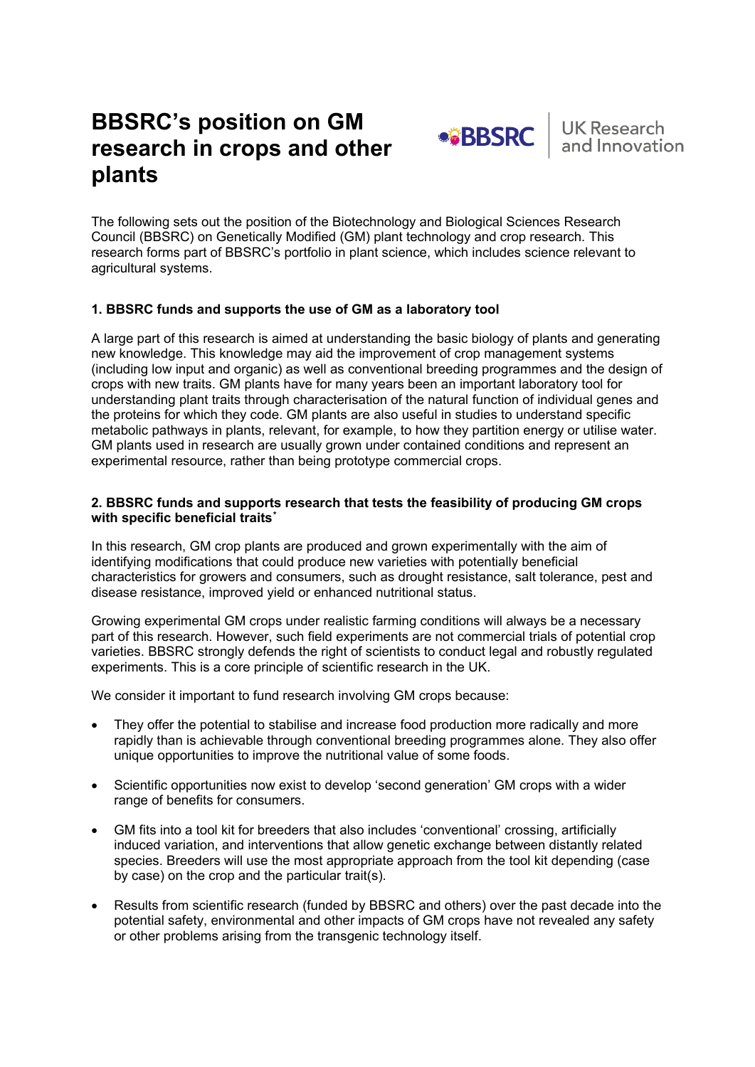# BBSRC's position on GM research in crops and other plants

The following sets out the position of the Biotechnology and Biological Sciences Research Council (BBSRC) on Genetically Modified (GM) plant technology and crop research. This research forms part of BBSRC's portfolio in plant science, which includes science relevant to agricultural systems.

## 1. BBSRC funds and supports the use of GM as a laboratory tool

A large part of this research is aimed at understanding the basic biology of plants and generating new knowledge. This knowledge may aid the improvement of crop management systems (including low input and organic) as well as conventional breeding programmes and the design of crops with new traits. GM plants have for many years been an important laboratory tool for understanding plant traits through characterisation of the natural function of individual genes and the proteins for which they code. GM plants are also useful in studies to understand specific metabolic pathways in plants, relevant, for example, to how they partition energy or utilise water. GM plants used in research are usually grown under contained conditions and represent an experimental resource, rather than being prototype commercial crops.

## 2. BBSRC funds and supports research that tests the feasibility of producing GM crops with specific beneficial traits*

In this research, GM crop plants are produced and grown experimentally with the aim of identifying modifications that could produce new varieties with potentially beneficial characteristics for growers and consumers, such as drought resistance, salt tolerance, pest and disease resistance, improved yield or enhanced nutritional status.

Growing experimental GM crops under realistic farming conditions will always be a necessary part of this research. However, such field experiments are not commercial trials of potential crop varieties. BBSRC strongly defends the right of scientists to conduct legal and robustly regulated experiments. This is a core principle of scientific research in the UK.

We consider it important to fund research involving GM crops because:

- They offer the potential to stabilise and increase food production more radically and more rapidly than is achievable through conventional breeding programmes alone. They also offer unique opportunities to improve the nutritional value of some foods.
- Scientific opportunities now exist to develop 'second generation' GM crops with a wider range of benefits for consumers.
- GM fits into a tool kit for breeders that also includes 'conventional' crossing, artificially induced variation, and interventions that allow genetic exchange between distantly related species. Breeders will use the most appropriate approach from the tool kit depending (case by case) on the crop and the particular trait(s).
- Results from scientific research (funded by BBSRC and others) over the past decade into the potential safety, environmental and other impacts of GM crops have not revealed any safety or other problems arising from the transgenic technology itself.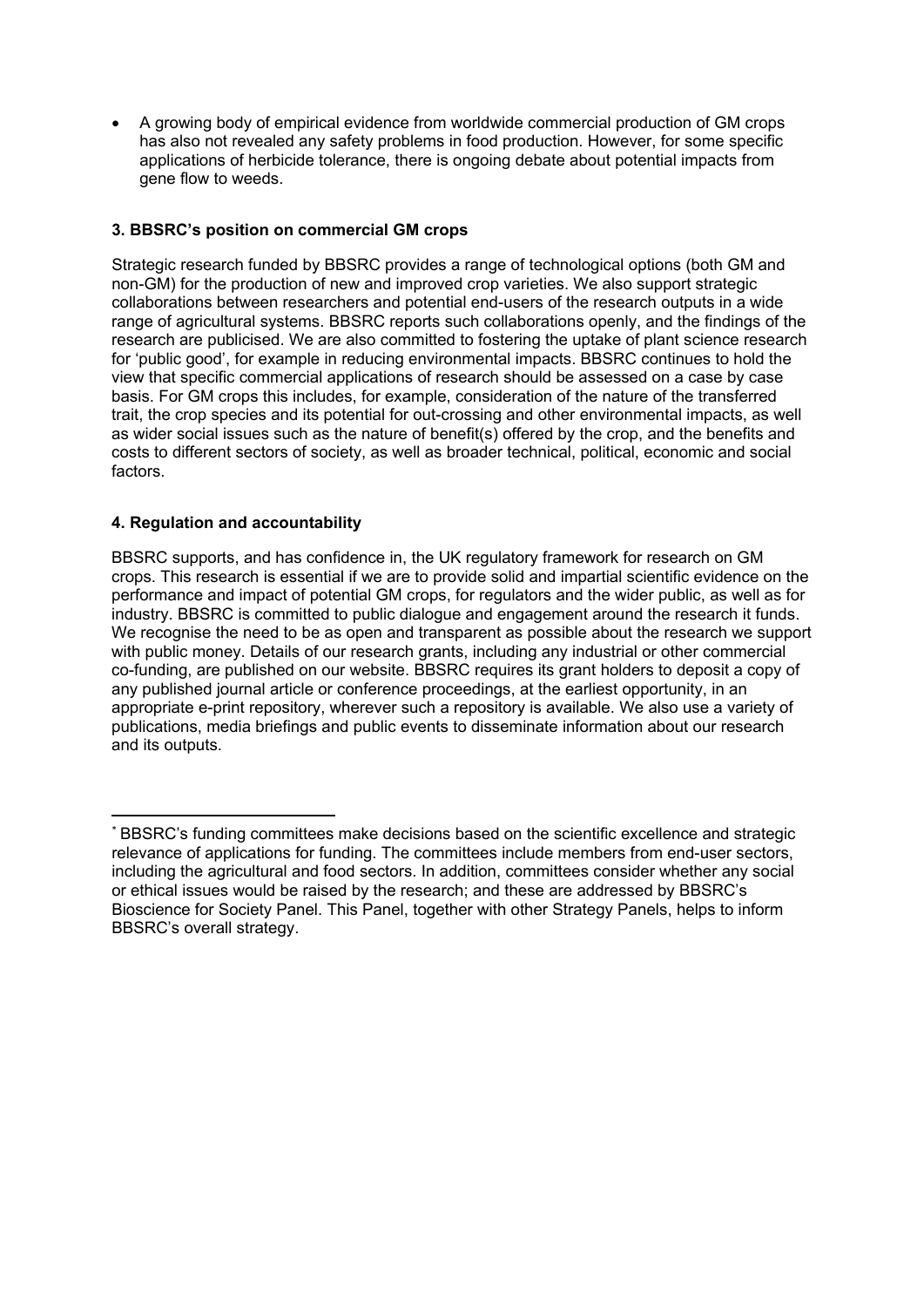- A growing body of empirical evidence from worldwide commercial production of GM crops has also not revealed any safety problems in food production. However, for some specific applications of herbicide tolerance, there is ongoing debate about potential impacts from gene flow to weeds.

### 3. BBSRC's position on commercial GM crops

Strategic research funded by BBSRC provides a range of technological options (both GM and non-GM) for the production of new and improved crop varieties. We also support strategic collaborations between researchers and potential end-users of the research outputs in a wide range of agricultural systems. BBSRC reports such collaborations openly, and the findings of the research are publicised. We are also committed to fostering the uptake of plant science research for 'public good', for example in reducing environmental impacts. BBSRC continues to hold the view that specific commercial applications of research should be assessed on a case by case basis. For GM crops this includes, for example, consideration of the nature of the transferred trait, the crop species and its potential for out-crossing and other environmental impacts, as well as wider social issues such as the nature of benefit(s) offered by the crop, and the benefits and costs to different sectors of society, as well as broader technical, political, economic and social factors.

### 4. Regulation and accountability

BBSRC supports, and has confidence in, the UK regulatory framework for research on GM crops. This research is essential if we are to provide solid and impartial scientific evidence on the performance and impact of potential GM crops, for regulators and the wider public, as well as for industry. BBSRC is committed to public dialogue and engagement around the research it funds. We recognise the need to be as open and transparent as possible about the research we support with public money. Details of our research grants, including any industrial or other commercial co-funding, are published on our website. BBSRC requires its grant holders to deposit a copy of any published journal article or conference proceedings, at the earliest opportunity, in an appropriate e-print repository, wherever such a repository is available. We also use a variety of publications, media briefings and public events to disseminate information about our research and its outputs.

---

[*] BBSRC's funding committees make decisions based on the scientific excellence and strategic relevance of applications for funding. The committees include members from end-user sectors, including the agricultural and food sectors. In addition, committees consider whether any social or ethical issues would be raised by the research; and these are addressed by BBSRC's Bioscience for Society Panel. This Panel, together with other Strategy Panels, helps to inform BBSRC's overall strategy.